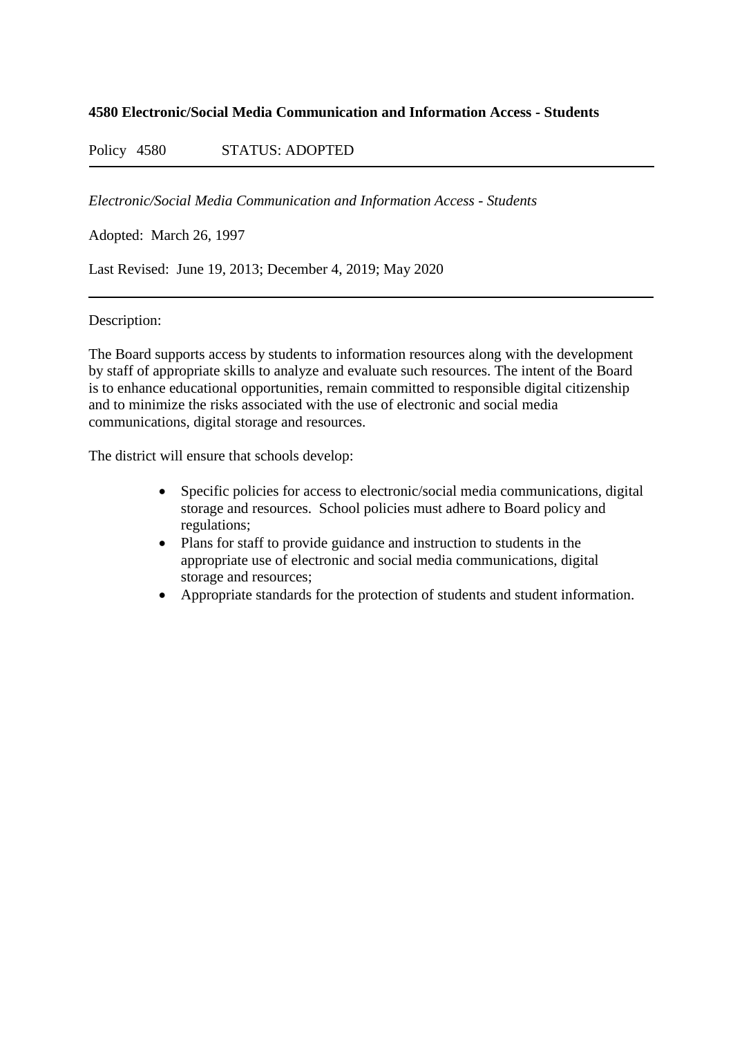**4580 Electronic/Social Media Communication and Information Access - Students**

Policy 4580 STATUS: ADOPTED

---

*Electronic/Social Media Communication and Information Access - Students*

Adopted: March 26, 1997

Last Revised: June 19, 2013; December 4, 2019; May 2020

---

Description:

The Board supports access by students to information resources along with the development by staff of appropriate skills to analyze and evaluate such resources. The intent of the Board is to enhance educational opportunities, remain committed to responsible digital citizenship and to minimize the risks associated with the use of electronic and social media communications, digital storage and resources.

The district will ensure that schools develop:

- Specific policies for access to electronic/social media communications, digital storage and resources. School policies must adhere to Board policy and regulations;
- Plans for staff to provide guidance and instruction to students in the appropriate use of electronic and social media communications, digital storage and resources;
- Appropriate standards for the protection of students and student information.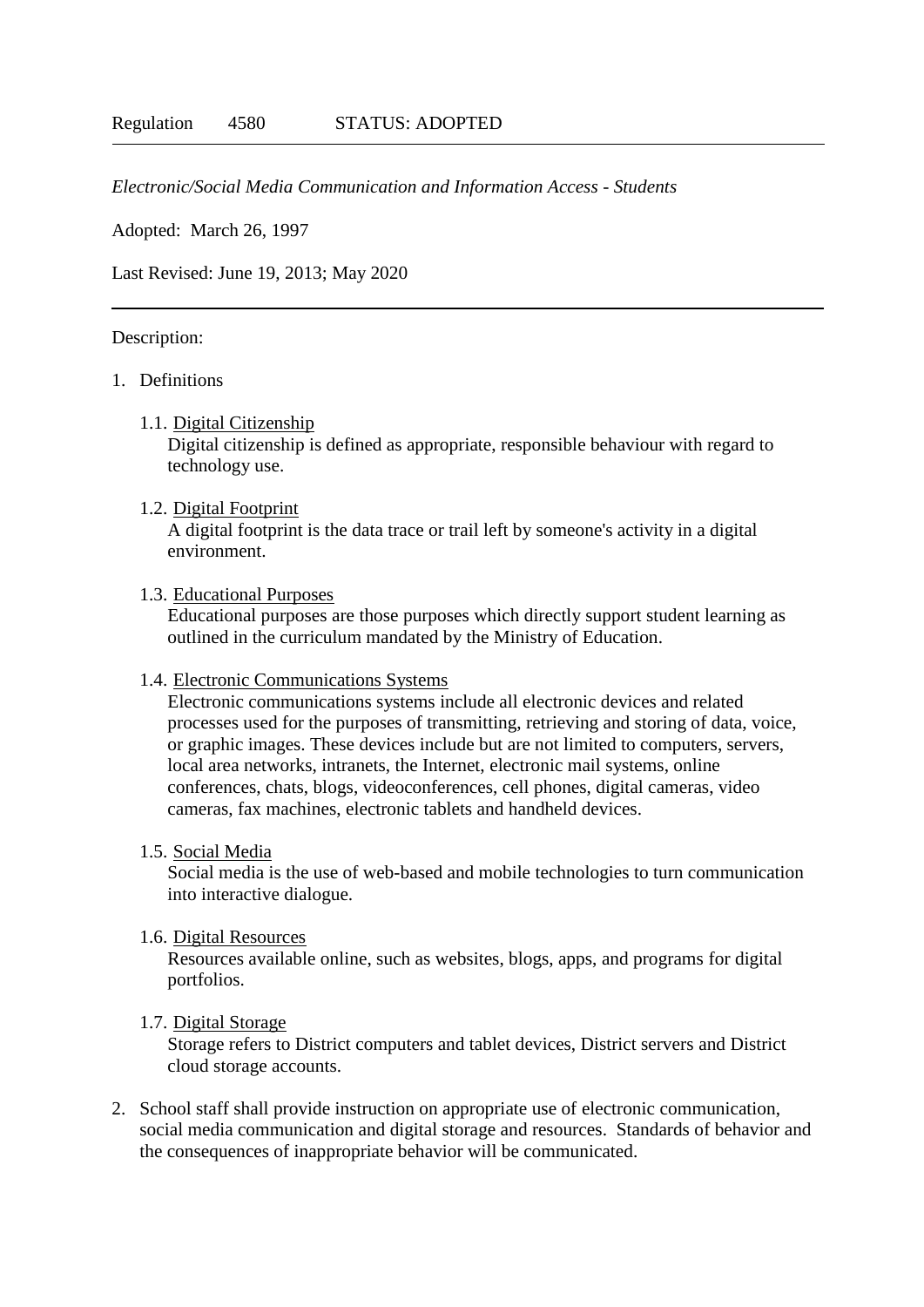Regulation 4580 STATUS: ADOPTED

---

*Electronic/Social Media Communication and Information Access - Students*

Adopted: March 26, 1997

Last Revised: June 19, 2013; May 2020

---

Description:

1. Definitions

   1.1. Digital Citizenship
   Digital citizenship is defined as appropriate, responsible behaviour with regard to technology use.

   1.2. Digital Footprint
   A digital footprint is the data trace or trail left by someone's activity in a digital environment.

   1.3. Educational Purposes
   Educational purposes are those purposes which directly support student learning as outlined in the curriculum mandated by the Ministry of Education.

   1.4. Electronic Communications Systems
   Electronic communications systems include all electronic devices and related processes used for the purposes of transmitting, retrieving and storing of data, voice, or graphic images. These devices include but are not limited to computers, servers, local area networks, intranets, the Internet, electronic mail systems, online conferences, chats, blogs, videoconferences, cell phones, digital cameras, video cameras, fax machines, electronic tablets and handheld devices.

   1.5. Social Media
   Social media is the use of web-based and mobile technologies to turn communication into interactive dialogue.

   1.6. Digital Resources
   Resources available online, such as websites, blogs, apps, and programs for digital portfolios.

   1.7. Digital Storage
   Storage refers to District computers and tablet devices, District servers and District cloud storage accounts.

2. School staff shall provide instruction on appropriate use of electronic communication, social media communication and digital storage and resources. Standards of behavior and the consequences of inappropriate behavior will be communicated.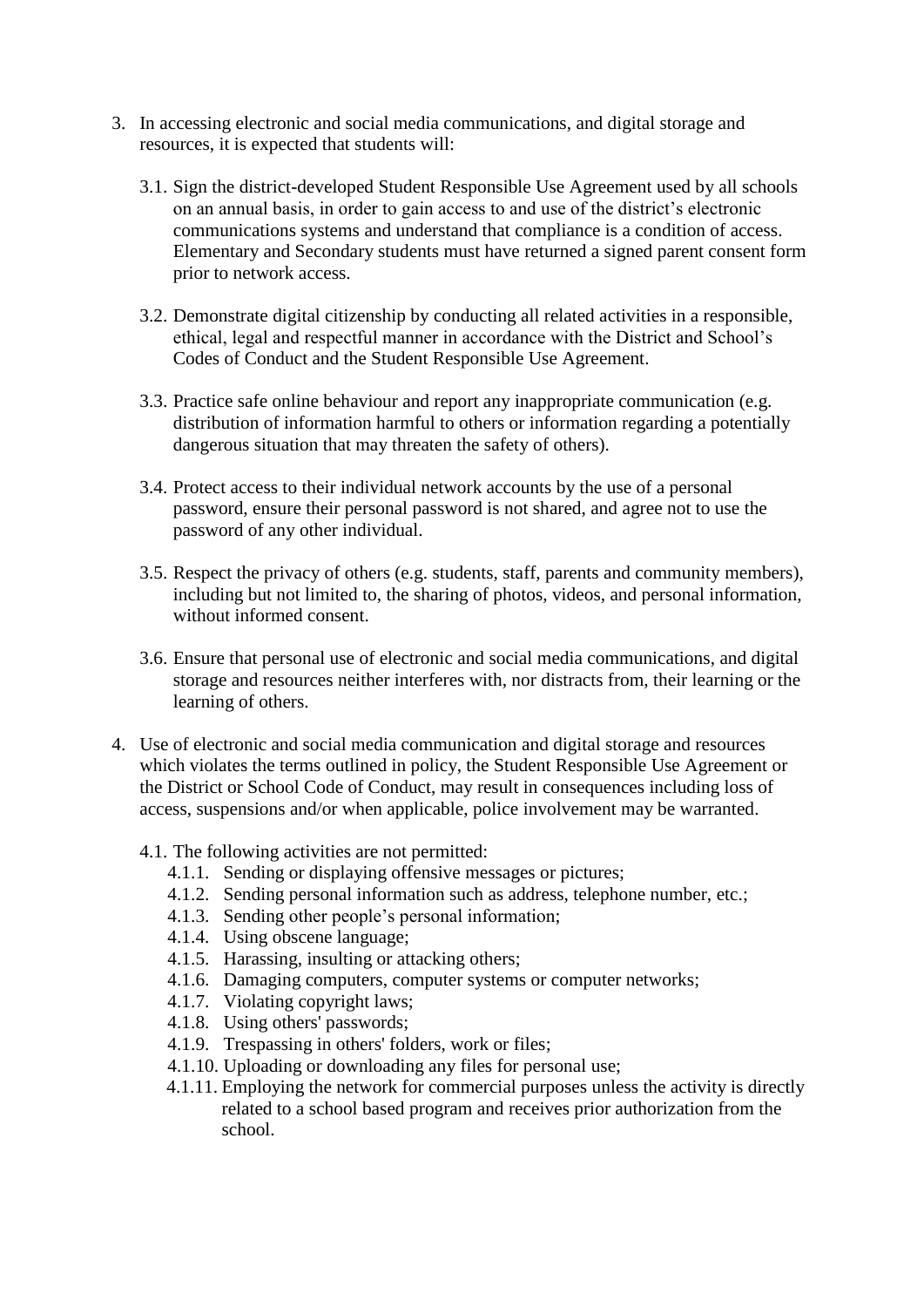3. In accessing electronic and social media communications, and digital storage and resources, it is expected that students will:

   3.1. Sign the district-developed Student Responsible Use Agreement used by all schools on an annual basis, in order to gain access to and use of the district's electronic communications systems and understand that compliance is a condition of access. Elementary and Secondary students must have returned a signed parent consent form prior to network access.

   3.2. Demonstrate digital citizenship by conducting all related activities in a responsible, ethical, legal and respectful manner in accordance with the District and School's Codes of Conduct and the Student Responsible Use Agreement.

   3.3. Practice safe online behaviour and report any inappropriate communication (e.g. distribution of information harmful to others or information regarding a potentially dangerous situation that may threaten the safety of others).

   3.4. Protect access to their individual network accounts by the use of a personal password, ensure their personal password is not shared, and agree not to use the password of any other individual.

   3.5. Respect the privacy of others (e.g. students, staff, parents and community members), including but not limited to, the sharing of photos, videos, and personal information, without informed consent.

   3.6. Ensure that personal use of electronic and social media communications, and digital storage and resources neither interferes with, nor distracts from, their learning or the learning of others.

4. Use of electronic and social media communication and digital storage and resources which violates the terms outlined in policy, the Student Responsible Use Agreement or the District or School Code of Conduct, may result in consequences including loss of access, suspensions and/or when applicable, police involvement may be warranted.

   4.1. The following activities are not permitted:
      - 4.1.1. Sending or displaying offensive messages or pictures;
      - 4.1.2. Sending personal information such as address, telephone number, etc.;
      - 4.1.3. Sending other people's personal information;
      - 4.1.4. Using obscene language;
      - 4.1.5. Harassing, insulting or attacking others;
      - 4.1.6. Damaging computers, computer systems or computer networks;
      - 4.1.7. Violating copyright laws;
      - 4.1.8. Using others' passwords;
      - 4.1.9. Trespassing in others' folders, work or files;
      - 4.1.10. Uploading or downloading any files for personal use;
      - 4.1.11. Employing the network for commercial purposes unless the activity is directly related to a school based program and receives prior authorization from the school.